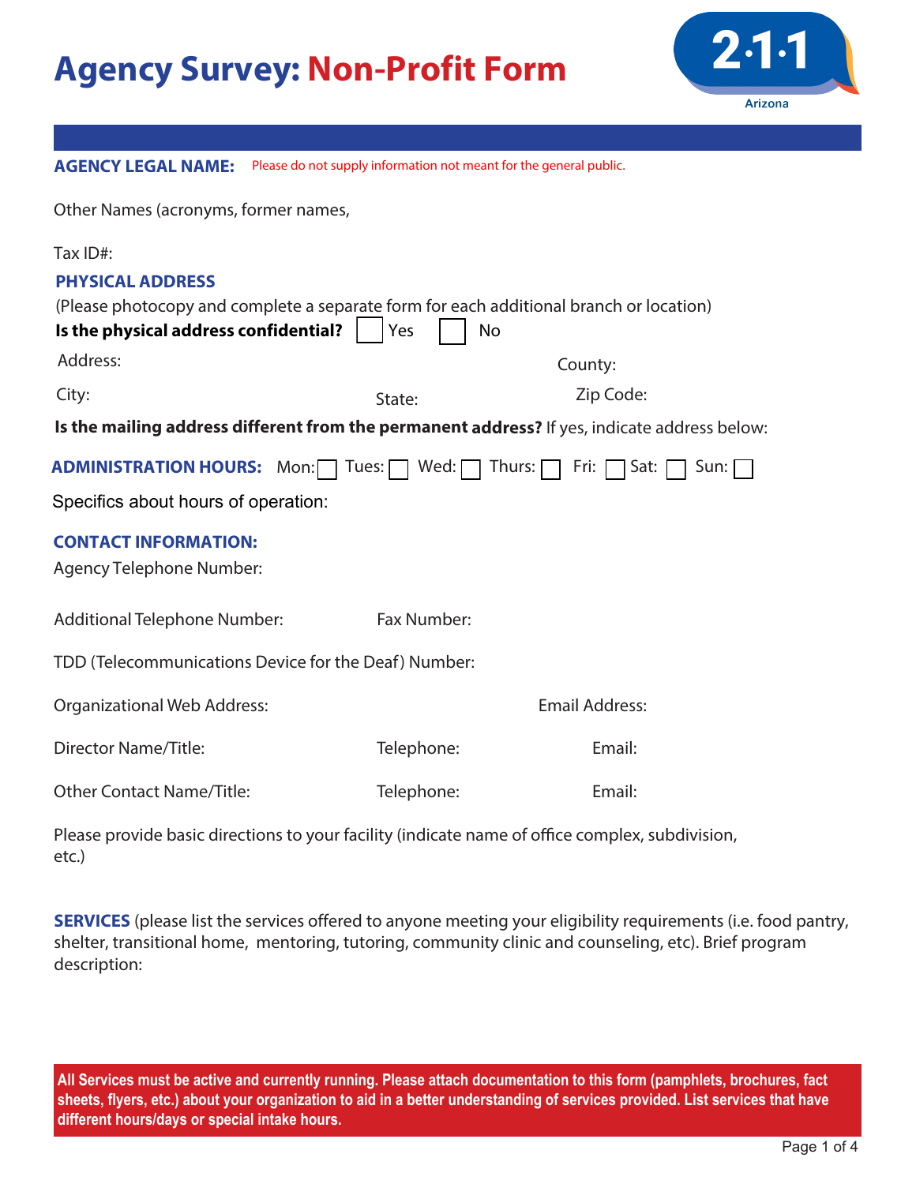# Agency Survey: Non-Profit Form

2·1·1 Arizona

**AGENCY LEGAL NAME:** Please do not supply information not meant for the general public.

Other Names (acronyms, former names,

Tax ID#:

**PHYSICAL ADDRESS**

(Please photocopy and complete a separate form for each additional branch or location)

**Is the physical address confidential?** ☐ Yes ☐ No

Address: County:

City: State: Zip Code:

**Is the mailing address different from the permanent address?** If yes, indicate address below:

**ADMINISTRATION HOURS:** Mon: ☐ Tues: ☐ Wed: ☐ Thurs: ☐ Fri: ☐ Sat: ☐ Sun: ☐

Specifics about hours of operation:

**CONTACT INFORMATION:**

Agency Telephone Number:

Additional Telephone Number: Fax Number:

TDD (Telecommunications Device for the Deaf) Number:

Organizational Web Address: Email Address:

Director Name/Title: Telephone: Email:

Other Contact Name/Title: Telephone: Email:

Please provide basic directions to your facility (indicate name of office complex, subdivision, etc.)

**SERVICES** (please list the services offered to anyone meeting your eligibility requirements (i.e. food pantry, shelter, transitional home, mentoring, tutoring, community clinic and counseling, etc). Brief program description:

**All Services must be active and currently running. Please attach documentation to this form (pamphlets, brochures, fact sheets, flyers, etc.) about your organization to aid in a better understanding of services provided. List services that have different hours/days or special intake hours.**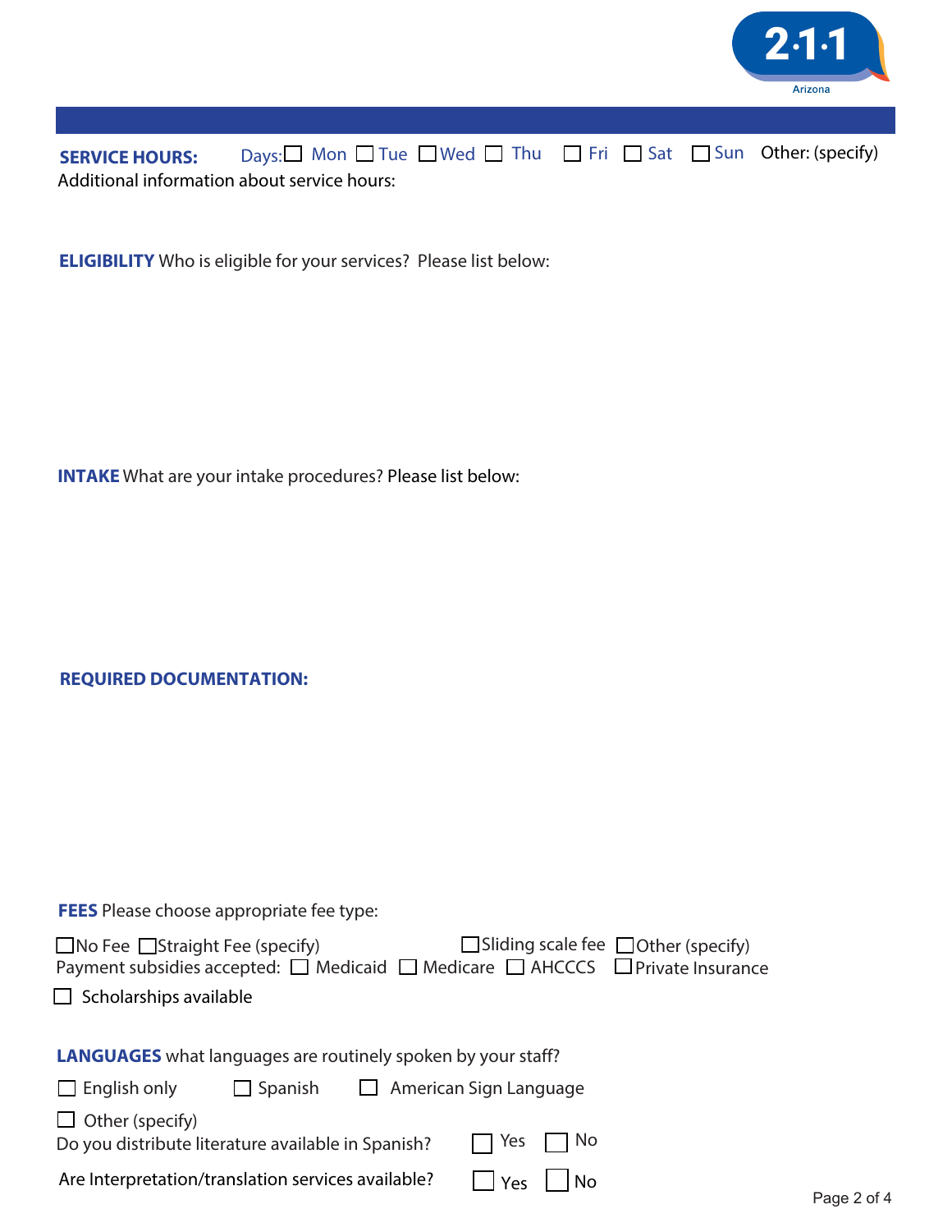**SERVICE HOURS:** Days: ☐ Mon ☐ Tue ☐ Wed ☐ Thu ☐ Fri ☐ Sat ☐ Sun Other: (specify)

Additional information about service hours:

**ELIGIBILITY** Who is eligible for your services? Please list below:

**INTAKE** What are your intake procedures? Please list below:

**REQUIRED DOCUMENTATION:**

**FEES** Please choose appropriate fee type:

☐ No Fee ☐ Straight Fee (specify) ☐ Sliding scale fee ☐ Other (specify)

Payment subsidies accepted: ☐ Medicaid ☐ Medicare ☐ AHCCCS ☐ Private Insurance

☐ Scholarships available

**LANGUAGES** what languages are routinely spoken by your staff?

☐ English only ☐ Spanish ☐ American Sign Language

☐ Other (specify)

Do you distribute literature available in Spanish? ☐ Yes ☐ No

Are Interpretation/translation services available? ☐ Yes ☐ No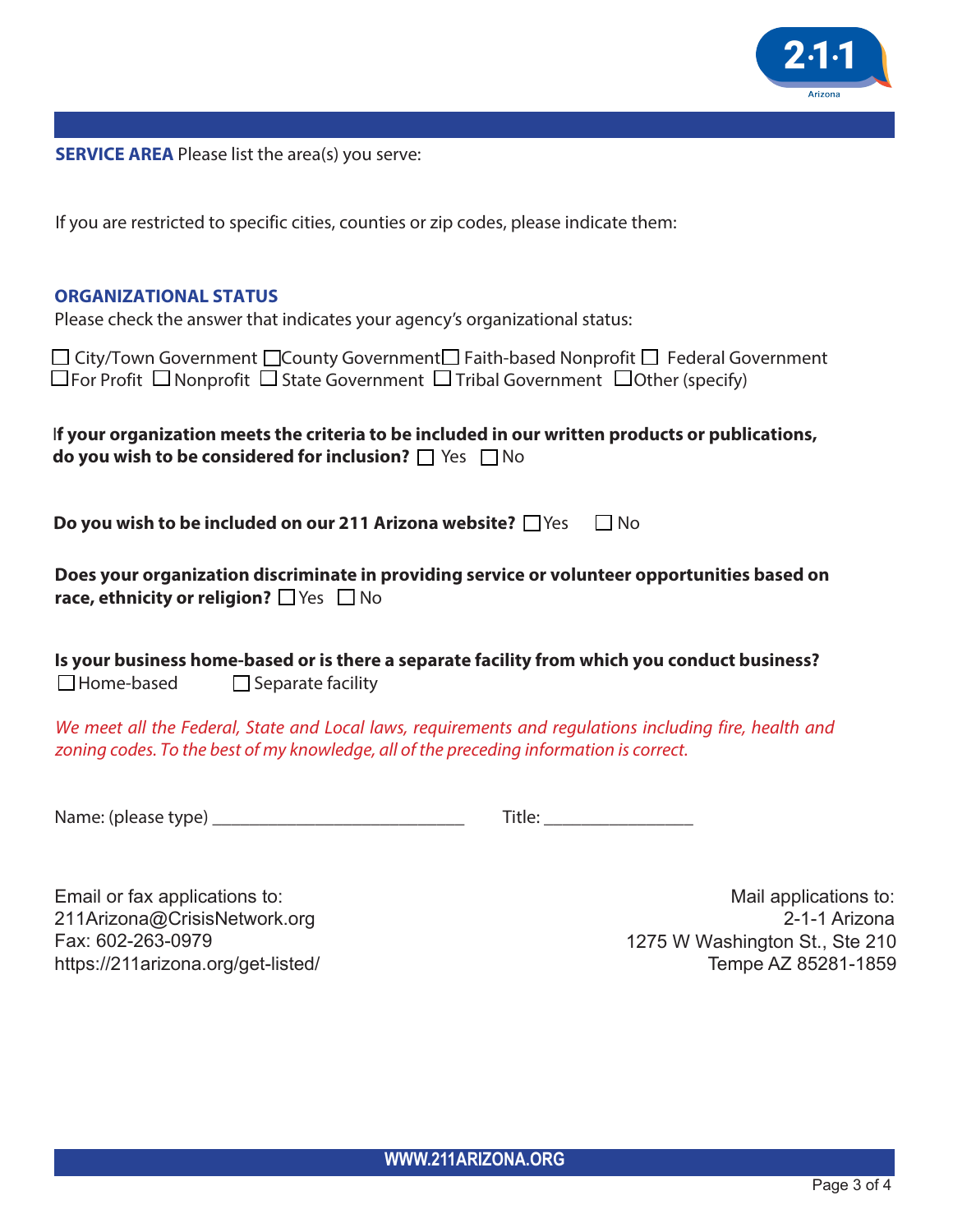**SERVICE AREA** Please list the area(s) you serve:

If you are restricted to specific cities, counties or zip codes, please indicate them:

### ORGANIZATIONAL STATUS

Please check the answer that indicates your agency's organizational status:

☐ City/Town Government ☐ County Government ☐ Faith-based Nonprofit ☐ Federal Government ☐ For Profit ☐ Nonprofit ☐ State Government ☐ Tribal Government ☐ Other (specify)

**If your organization meets the criteria to be included in our written products or publications, do you wish to be considered for inclusion?** ☐ Yes ☐ No

**Do you wish to be included on our 211 Arizona website?** ☐ Yes ☐ No

**Does your organization discriminate in providing service or volunteer opportunities based on race, ethnicity or religion?** ☐ Yes ☐ No

**Is your business home-based or is there a separate facility from which you conduct business?**
☐ Home-based ☐ Separate facility

*We meet all the Federal, State and Local laws, requirements and regulations including fire, health and zoning codes. To the best of my knowledge, all of the preceding information is correct.*

Name: (please type) ___________________________ Title: ________________

Email or fax applications to:
211Arizona@CrisisNetwork.org
Fax: 602-263-0979
https://211arizona.org/get-listed/

Mail applications to:
2-1-1 Arizona
1275 W Washington St., Ste 210
Tempe AZ 85281-1859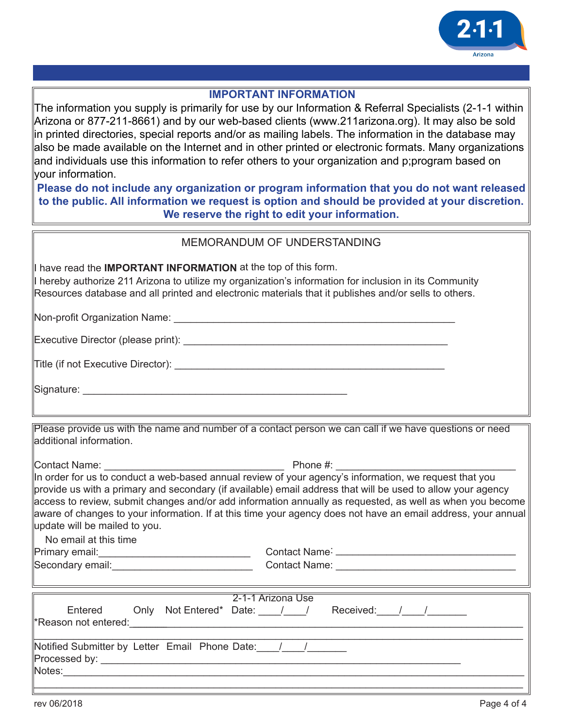## IMPORTANT INFORMATION

The information you supply is primarily for use by our Information & Referral Specialists (2-1-1 within Arizona or 877-211-8661) and by our web-based clients (www.211arizona.org). It may also be sold in printed directories, special reports and/or as mailing labels. The information in the database may also be made available on the Internet and in other printed or electronic formats. Many organizations and individuals use this information to refer others to your organization and p;program based on your information.

**Please do not include any organization or program information that you do not want released to the public. All information we request is option and should be provided at your discretion. We reserve the right to edit your information.**

## MEMORANDUM OF UNDERSTANDING

I have read the **IMPORTANT INFORMATION** at the top of this form.

I hereby authorize 211 Arizona to utilize my organization's information for inclusion in its Community Resources database and all printed and electronic materials that it publishes and/or sells to others.

Non-profit Organization Name: ___________________________________________________

Executive Director (please print): ________________________________________________

Title (if not Executive Director): ________________________________________________

Signature: ________________________________________________

Please provide us with the name and number of a contact person we can call if we have questions or need additional information.

Contact Name: _________________________________ Phone #: _________________________________

In order for us to conduct a web-based annual review of your agency's information, we request that you provide us with a primary and secondary (if available) email address that will be used to allow your agency access to review, submit changes and/or add information annually as requested, as well as when you become aware of changes to your information. If at this time your agency does not have an email address, your annual update will be mailed to you.

No email at this time

Primary email:___________________________ Contact Name: _________________________________

Secondary email:_________________________ Contact Name: _________________________________

2-1-1 Arizona Use

Entered Only Not Entered* Date: ____/____/ Received:____/____/_______

*Reason not entered:______________________________________________________________________

___________________________________________________________________________________________

Notified Submitter by Letter Email Phone Date:____/____/_______

Processed by: ____________________________________________________________________

Notes:___________________________________________________________________________________

___________________________________________________________________________________________

rev 06/2018